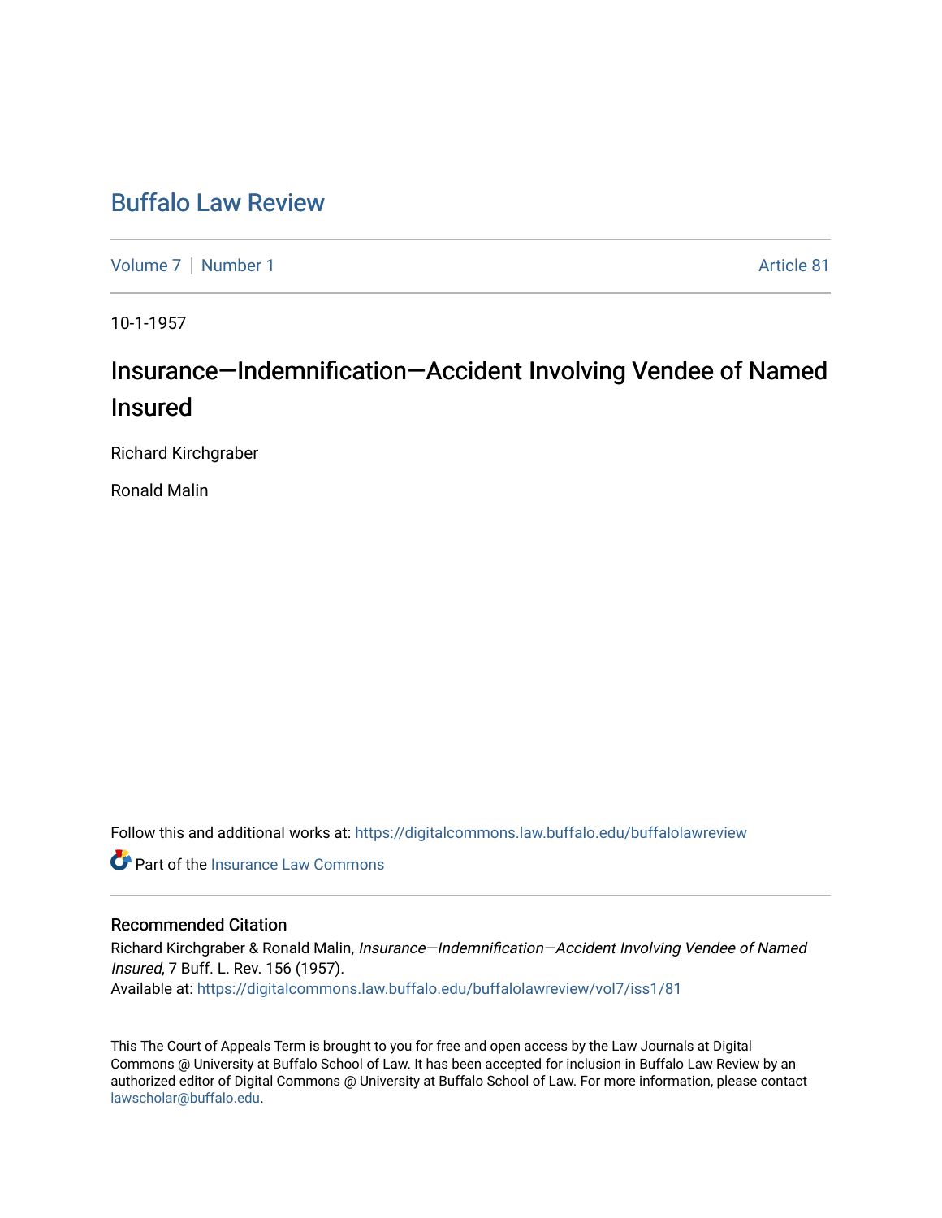# Buffalo Law Review

Volume 7 | Number 1

Article 81

10-1-1957

# Insurance—Indemnification—Accident Involving Vendee of Named Insured

Richard Kirchgraber

Ronald Malin

Follow this and additional works at: https://digitalcommons.law.buffalo.edu/buffalolawreview

Part of the Insurance Law Commons

## Recommended Citation

Richard Kirchgraber & Ronald Malin, *Insurance—Indemnification—Accident Involving Vendee of Named Insured*, 7 Buff. L. Rev. 156 (1957).

Available at: https://digitalcommons.law.buffalo.edu/buffalolawreview/vol7/iss1/81

This The Court of Appeals Term is brought to you for free and open access by the Law Journals at Digital Commons @ University at Buffalo School of Law. It has been accepted for inclusion in Buffalo Law Review by an authorized editor of Digital Commons @ University at Buffalo School of Law. For more information, please contact lawscholar@buffalo.edu.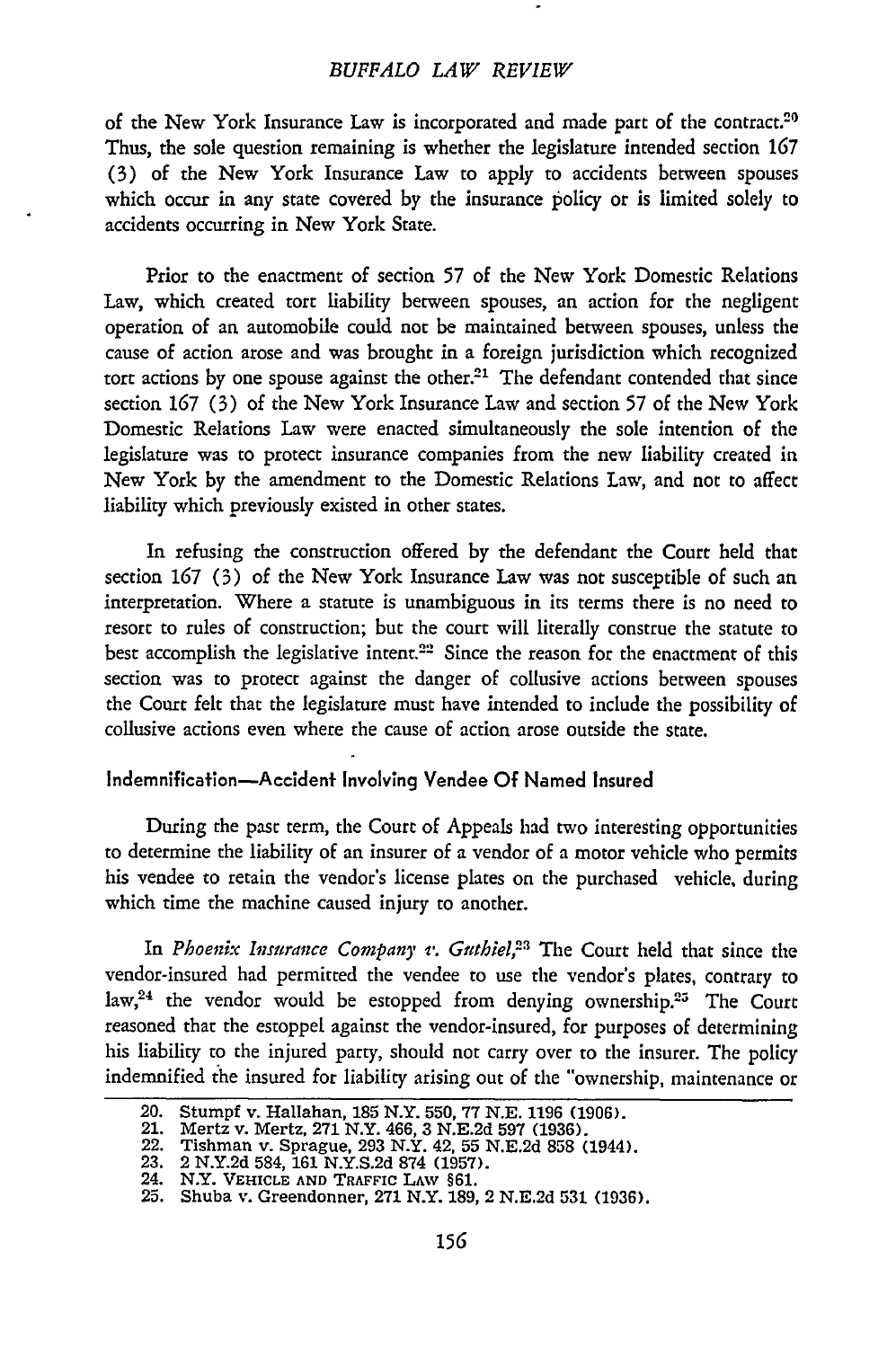of the New York Insurance Law is incorporated and made part of the contract.[20] Thus, the sole question remaining is whether the legislature intended section 167 (3) of the New York Insurance Law to apply to accidents between spouses which occur in any state covered by the insurance policy or is limited solely to accidents occurring in New York State.

Prior to the enactment of section 57 of the New York Domestic Relations Law, which created tort liability between spouses, an action for the negligent operation of an automobile could not be maintained between spouses, unless the cause of action arose and was brought in a foreign jurisdiction which recognized tort actions by one spouse against the other.[21] The defendant contended that since section 167 (3) of the New York Insurance Law and section 57 of the New York Domestic Relations Law were enacted simultaneously the sole intention of the legislature was to protect insurance companies from the new liability created in New York by the amendment to the Domestic Relations Law, and not to affect liability which previously existed in other states.

In refusing the construction offered by the defendant the Court held that section 167 (3) of the New York Insurance Law was not susceptible of such an interpretation. Where a statute is unambiguous in its terms there is no need to resort to rules of construction; but the court will literally construe the statute to best accomplish the legislative intent.[22] Since the reason for the enactment of this section was to protect against the danger of collusive actions between spouses the Court felt that the legislature must have intended to include the possibility of collusive actions even where the cause of action arose outside the state.

### Indemnification—Accident Involving Vendee Of Named Insured

During the past term, the Court of Appeals had two interesting opportunities to determine the liability of an insurer of a vendor of a motor vehicle who permits his vendee to retain the vendor's license plates on the purchased vehicle, during which time the machine caused injury to another.

In *Phoenix Insurance Company v. Guthiel*,[23] The Court held that since the vendor-insured had permitted the vendee to use the vendor's plates, contrary to law,[24] the vendor would be estopped from denying ownership.[25] The Court reasoned that the estoppel against the vendor-insured, for purposes of determining his liability to the injured party, should not carry over to the insurer. The policy indemnified the insured for liability arising out of the "ownership, maintenance or

---

20. Stumpf v. Hallahan, 185 N.Y. 550, 77 N.E. 1196 (1906).
21. Mertz v. Mertz, 271 N.Y. 466, 3 N.E.2d 597 (1936).
22. Tishman v. Sprague, 293 N.Y. 42, 55 N.E.2d 858 (1944).
23. 2 N.Y.2d 584, 161 N.Y.S.2d 874 (1957).
24. N.Y. VEHICLE AND TRAFFIC LAW §61.
25. Shuba v. Greendonner, 271 N.Y. 189, 2 N.E.2d 531 (1936).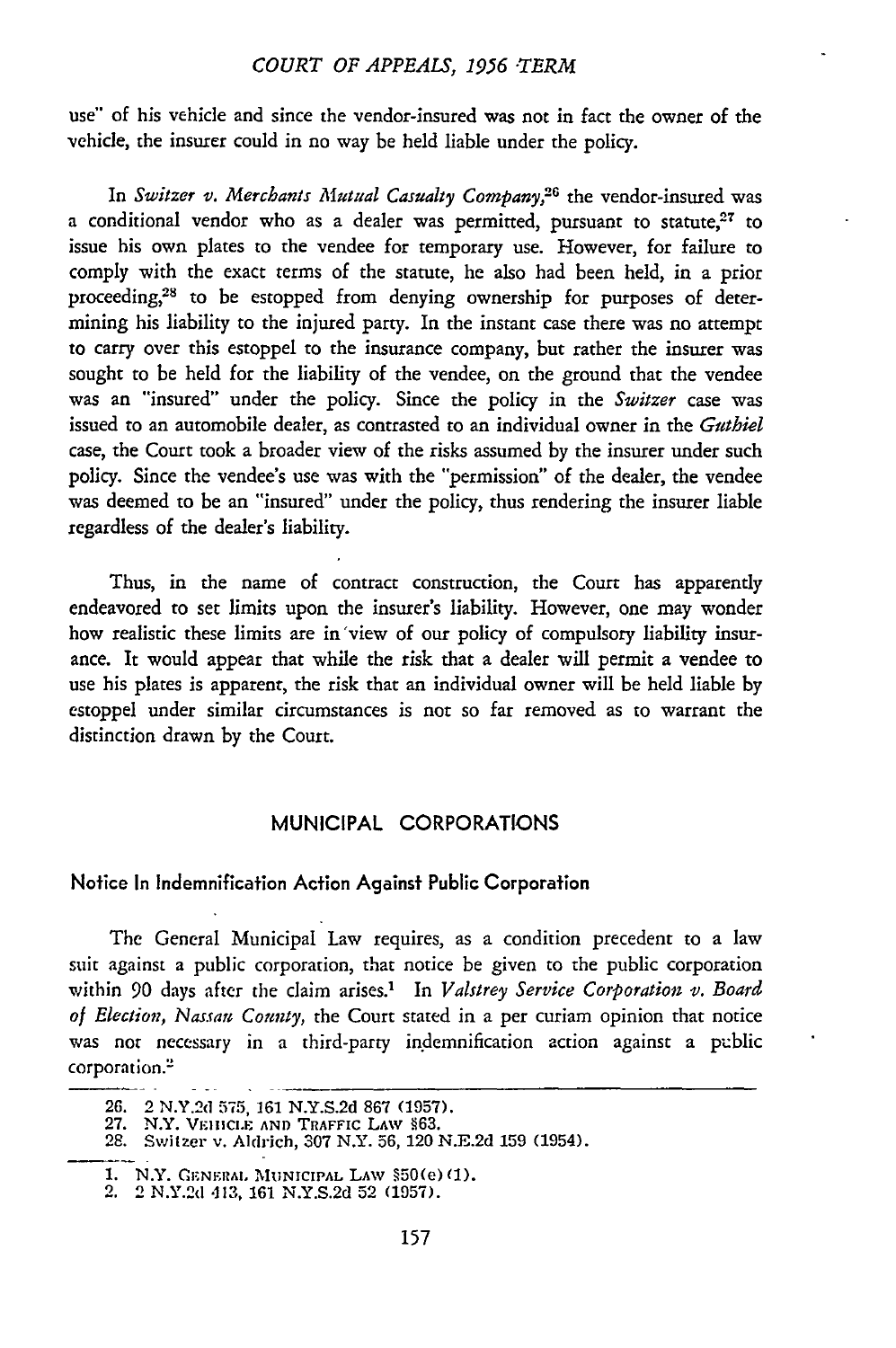use" of his vehicle and since the vendor-insured was not in fact the owner of the vehicle, the insurer could in no way be held liable under the policy.

In *Switzer v. Merchants Mutual Casualty Company*,[26] the vendor-insured was a conditional vendor who as a dealer was permitted, pursuant to statute,[27] to issue his own plates to the vendee for temporary use. However, for failure to comply with the exact terms of the statute, he also had been held, in a prior proceeding,[28] to be estopped from denying ownership for purposes of determining his liability to the injured party. In the instant case there was no attempt to carry over this estoppel to the insurance company, but rather the insurer was sought to be held for the liability of the vendee, on the ground that the vendee was an "insured" under the policy. Since the policy in the *Switzer* case was issued to an automobile dealer, as contrasted to an individual owner in the *Guthiel* case, the Court took a broader view of the risks assumed by the insurer under such policy. Since the vendee's use was with the "permission" of the dealer, the vendee was deemed to be an "insured" under the policy, thus rendering the insurer liable regardless of the dealer's liability.

Thus, in the name of contract construction, the Court has apparently endeavored to set limits upon the insurer's liability. However, one may wonder how realistic these limits are in view of our policy of compulsory liability insurance. It would appear that while the risk that a dealer will permit a vendee to use his plates is apparent, the risk that an individual owner will be held liable by estoppel under similar circumstances is not so far removed as to warrant the distinction drawn by the Court.

## MUNICIPAL CORPORATIONS

### Notice In Indemnification Action Against Public Corporation

The General Municipal Law requires, as a condition precedent to a law suit against a public corporation, that notice be given to the public corporation within 90 days after the claim arises.[1] In *Valstrey Service Corporation v. Board of Election, Nassau County,* the Court stated in a per curiam opinion that notice was not necessary in a third-party indemnification action against a public corporation.[2]

---

26. 2 N.Y.2d 575, 161 N.Y.S.2d 867 (1957).
27. N.Y. VEHICLE AND TRAFFIC LAW §63.
28. Switzer v. Aldrich, 307 N.Y. 56, 120 N.E.2d 159 (1954).

---

1. N.Y. GENERAL MUNICIPAL LAW §50(e)(1).
2. 2 N.Y.2d 413, 161 N.Y.S.2d 52 (1957).